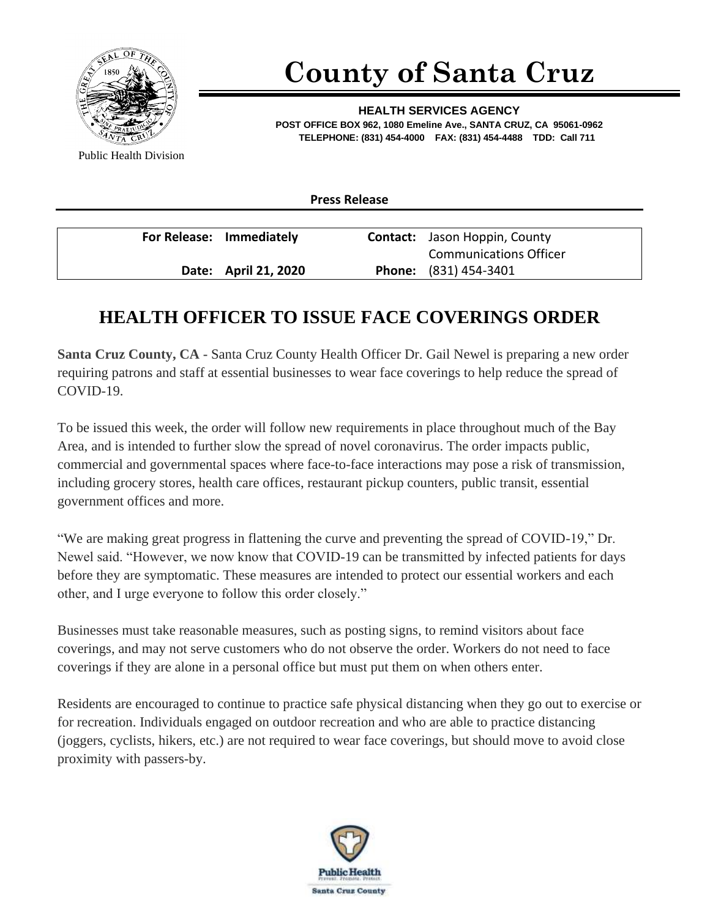# County of Santa Cruz

**HEALTH SERVICES AGENCY**
**POST OFFICE BOX 962, 1080 Emeline Ave., SANTA CRUZ, CA 95061-0962**
**TELEPHONE: (831) 454-4000 FAX: (831) 454-4488 TDD: Call 711**

Public Health Division

**Press Release**

| | | | |
|---|---|---|---|
| **For Release:** | **Immediately** | **Contact:** | Jason Hoppin, County Communications Officer |
| **Date:** | **April 21, 2020** | **Phone:** | (831) 454-3401 |

## HEALTH OFFICER TO ISSUE FACE COVERINGS ORDER

**Santa Cruz County, CA** - Santa Cruz County Health Officer Dr. Gail Newel is preparing a new order requiring patrons and staff at essential businesses to wear face coverings to help reduce the spread of COVID-19.

To be issued this week, the order will follow new requirements in place throughout much of the Bay Area, and is intended to further slow the spread of novel coronavirus. The order impacts public, commercial and governmental spaces where face-to-face interactions may pose a risk of transmission, including grocery stores, health care offices, restaurant pickup counters, public transit, essential government offices and more.

"We are making great progress in flattening the curve and preventing the spread of COVID-19," Dr. Newel said. "However, we now know that COVID-19 can be transmitted by infected patients for days before they are symptomatic. These measures are intended to protect our essential workers and each other, and I urge everyone to follow this order closely."

Businesses must take reasonable measures, such as posting signs, to remind visitors about face coverings, and may not serve customers who do not observe the order. Workers do not need to face coverings if they are alone in a personal office but must put them on when others enter.

Residents are encouraged to continue to practice safe physical distancing when they go out to exercise or for recreation. Individuals engaged on outdoor recreation and who are able to practice distancing (joggers, cyclists, hikers, etc.) are not required to wear face coverings, but should move to avoid close proximity with passers-by.

Public Health
Prevent. Promote. Protect.
Santa Cruz County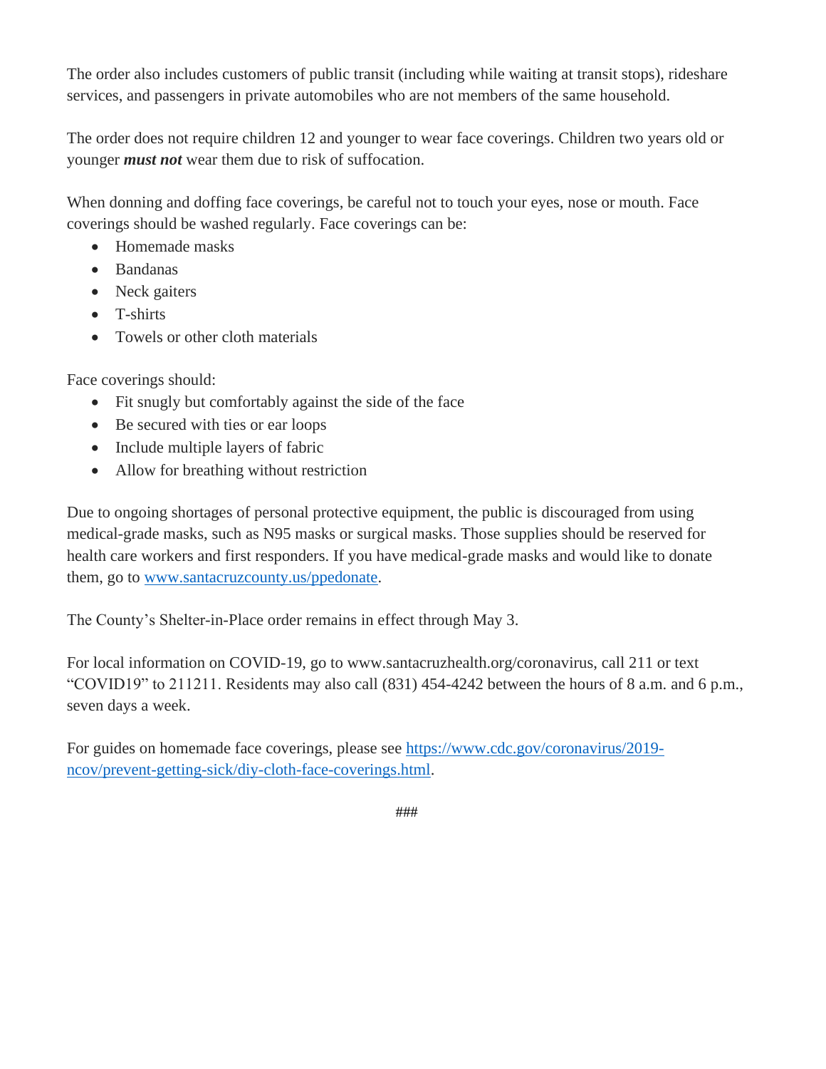The order also includes customers of public transit (including while waiting at transit stops), rideshare services, and passengers in private automobiles who are not members of the same household.

The order does not require children 12 and younger to wear face coverings. Children two years old or younger ***must not*** wear them due to risk of suffocation.

When donning and doffing face coverings, be careful not to touch your eyes, nose or mouth. Face coverings should be washed regularly. Face coverings can be:

- Homemade masks
- Bandanas
- Neck gaiters
- T-shirts
- Towels or other cloth materials

Face coverings should:

- Fit snugly but comfortably against the side of the face
- Be secured with ties or ear loops
- Include multiple layers of fabric
- Allow for breathing without restriction

Due to ongoing shortages of personal protective equipment, the public is discouraged from using medical-grade masks, such as N95 masks or surgical masks. Those supplies should be reserved for health care workers and first responders. If you have medical-grade masks and would like to donate them, go to [www.santacruzcounty.us/ppedonate](www.santacruzcounty.us/ppedonate).

The County's Shelter-in-Place order remains in effect through May 3.

For local information on COVID-19, go to www.santacruzhealth.org/coronavirus, call 211 or text "COVID19" to 211211. Residents may also call (831) 454-4242 between the hours of 8 a.m. and 6 p.m., seven days a week.

For guides on homemade face coverings, please see [https://www.cdc.gov/coronavirus/2019-ncov/prevent-getting-sick/diy-cloth-face-coverings.html](https://www.cdc.gov/coronavirus/2019-ncov/prevent-getting-sick/diy-cloth-face-coverings.html).

###